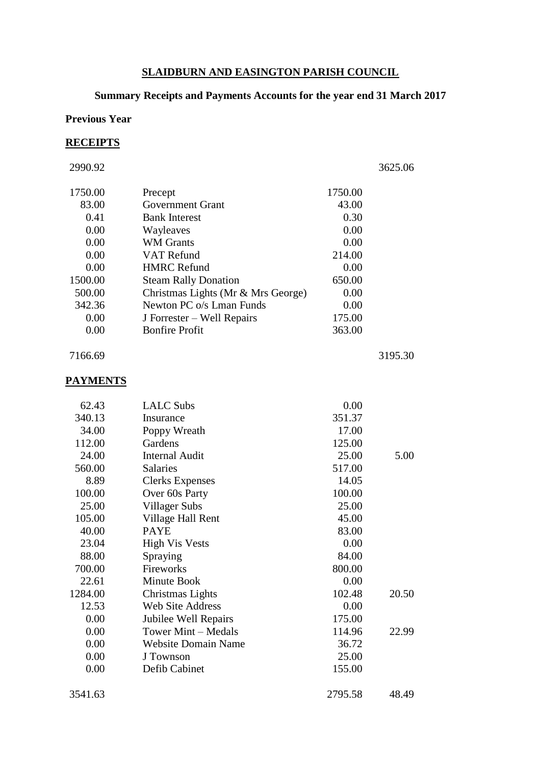# SLAIDBURN AND EASINGTON PARISH COUNCIL

## Summary Receipts and Payments Accounts for the year end 31 March 2017

**Previous Year**

**RECEIPTS**

| Previous Year | | | |
|---|---|---|---|
| 2990.92 | | | 3625.06 |
| 1750.00 | Precept | 1750.00 | |
| 83.00 | Government Grant | 43.00 | |
| 0.41 | Bank Interest | 0.30 | |
| 0.00 | Wayleaves | 0.00 | |
| 0.00 | WM Grants | 0.00 | |
| 0.00 | VAT Refund | 214.00 | |
| 0.00 | HMRC Refund | 0.00 | |
| 1500.00 | Steam Rally Donation | 650.00 | |
| 500.00 | Christmas Lights (Mr & Mrs George) | 0.00 | |
| 342.36 | Newton PC o/s Lman Funds | 0.00 | |
| 0.00 | J Forrester – Well Repairs | 175.00 | |
| 0.00 | Bonfire Profit | 363.00 | |
| 7166.69 | | | 3195.30 |

**PAYMENTS**

| Previous Year | | | |
|---|---|---|---|
| 62.43 | LALC Subs | 0.00 | |
| 340.13 | Insurance | 351.37 | |
| 34.00 | Poppy Wreath | 17.00 | |
| 112.00 | Gardens | 125.00 | |
| 24.00 | Internal Audit | 25.00 | 5.00 |
| 560.00 | Salaries | 517.00 | |
| 8.89 | Clerks Expenses | 14.05 | |
| 100.00 | Over 60s Party | 100.00 | |
| 25.00 | Villager Subs | 25.00 | |
| 105.00 | Village Hall Rent | 45.00 | |
| 40.00 | PAYE | 83.00 | |
| 23.04 | High Vis Vests | 0.00 | |
| 88.00 | Spraying | 84.00 | |
| 700.00 | Fireworks | 800.00 | |
| 22.61 | Minute Book | 0.00 | |
| 1284.00 | Christmas Lights | 102.48 | 20.50 |
| 12.53 | Web Site Address | 0.00 | |
| 0.00 | Jubilee Well Repairs | 175.00 | |
| 0.00 | Tower Mint – Medals | 114.96 | 22.99 |
| 0.00 | Website Domain Name | 36.72 | |
| 0.00 | J Townson | 25.00 | |
| 0.00 | Defib Cabinet | 155.00 | |
| 3541.63 | | 2795.58 | 48.49 |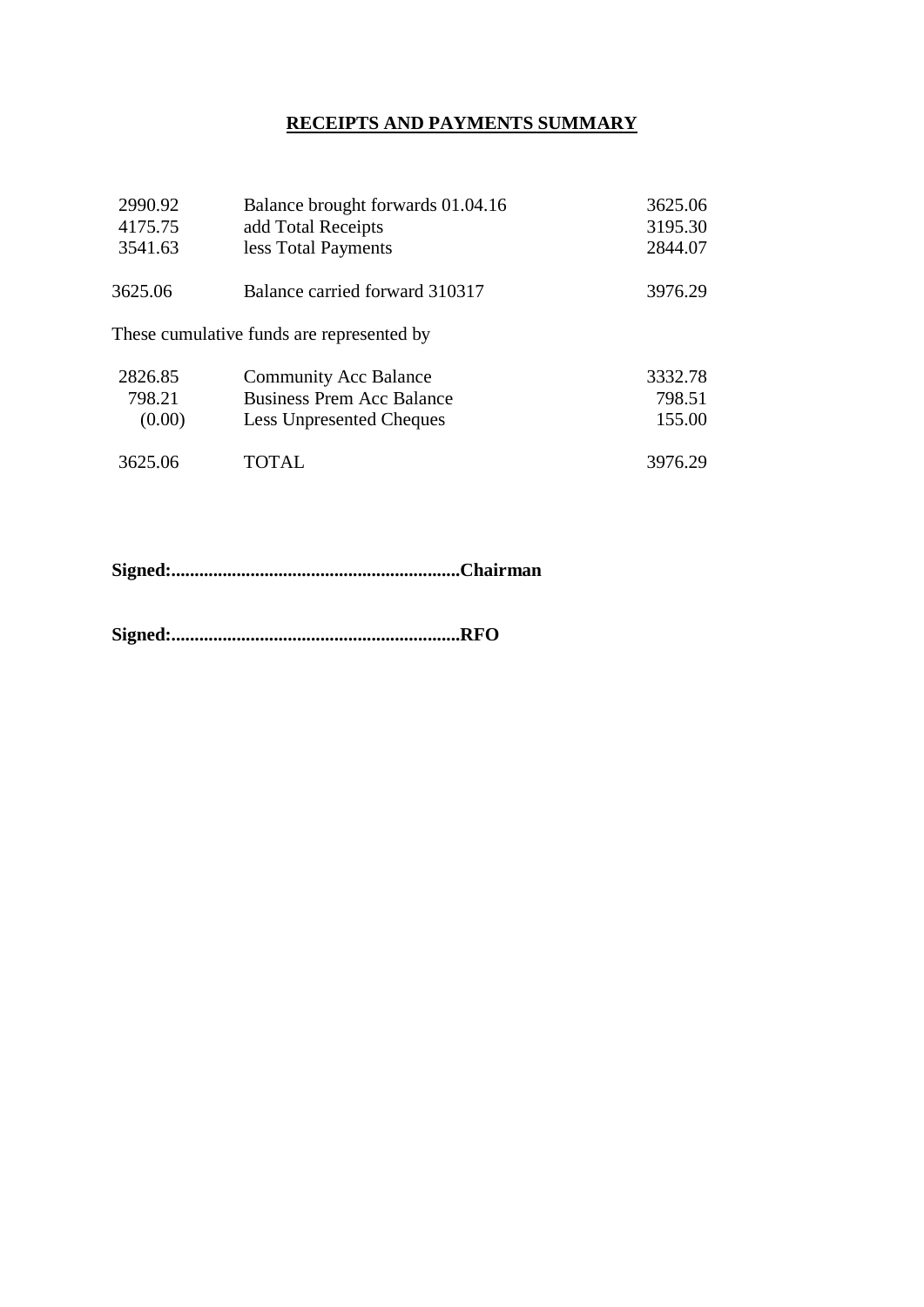## RECEIPTS AND PAYMENTS SUMMARY

| | | |
|---|---|---|
| 2990.92 | Balance brought forwards 01.04.16 | 3625.06 |
| 4175.75 | add Total Receipts | 3195.30 |
| 3541.63 | less Total Payments | 2844.07 |
| 3625.06 | Balance carried forward 310317 | 3976.29 |

These cumulative funds are represented by

| | | |
|---|---|---|
| 2826.85 | Community Acc Balance | 3332.78 |
| 798.21 | Business Prem Acc Balance | 798.51 |
| (0.00) | Less Unpresented Cheques | 155.00 |
| 3625.06 | TOTAL | 3976.29 |

**Signed:.............................................................Chairman**

**Signed:.............................................................RFO**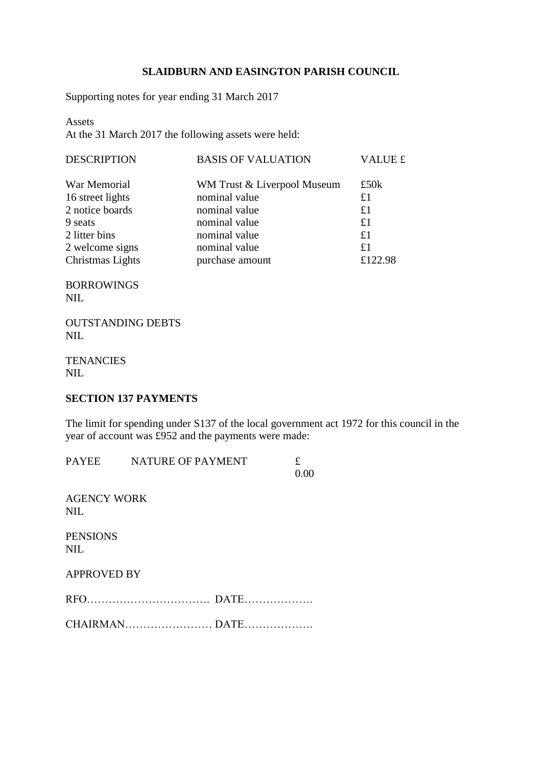**SLAIDBURN AND EASINGTON PARISH COUNCIL**

Supporting notes for year ending 31 March 2017

Assets
At the 31 March 2017 the following assets were held:

| DESCRIPTION | BASIS OF VALUATION | VALUE £ |
|---|---|---|
| War Memorial | WM Trust & Liverpool Museum | £50k |
| 16 street lights | nominal value | £1 |
| 2 notice boards | nominal value | £1 |
| 9 seats | nominal value | £1 |
| 2 litter bins | nominal value | £1 |
| 2 welcome signs | nominal value | £1 |
| Christmas Lights | purchase amount | £122.98 |

BORROWINGS
NIL

OUTSTANDING DEBTS
NIL

TENANCIES
NIL

**SECTION 137 PAYMENTS**

The limit for spending under S137 of the local government act 1972 for this council in the year of account was £952 and the payments were made:

| PAYEE | NATURE OF PAYMENT | £ |
|---|---|---|
| | | 0.00 |

AGENCY WORK
NIL

PENSIONS
NIL

APPROVED BY

RFO……………………………. DATE……………….

CHAIRMAN…………………… DATE……………….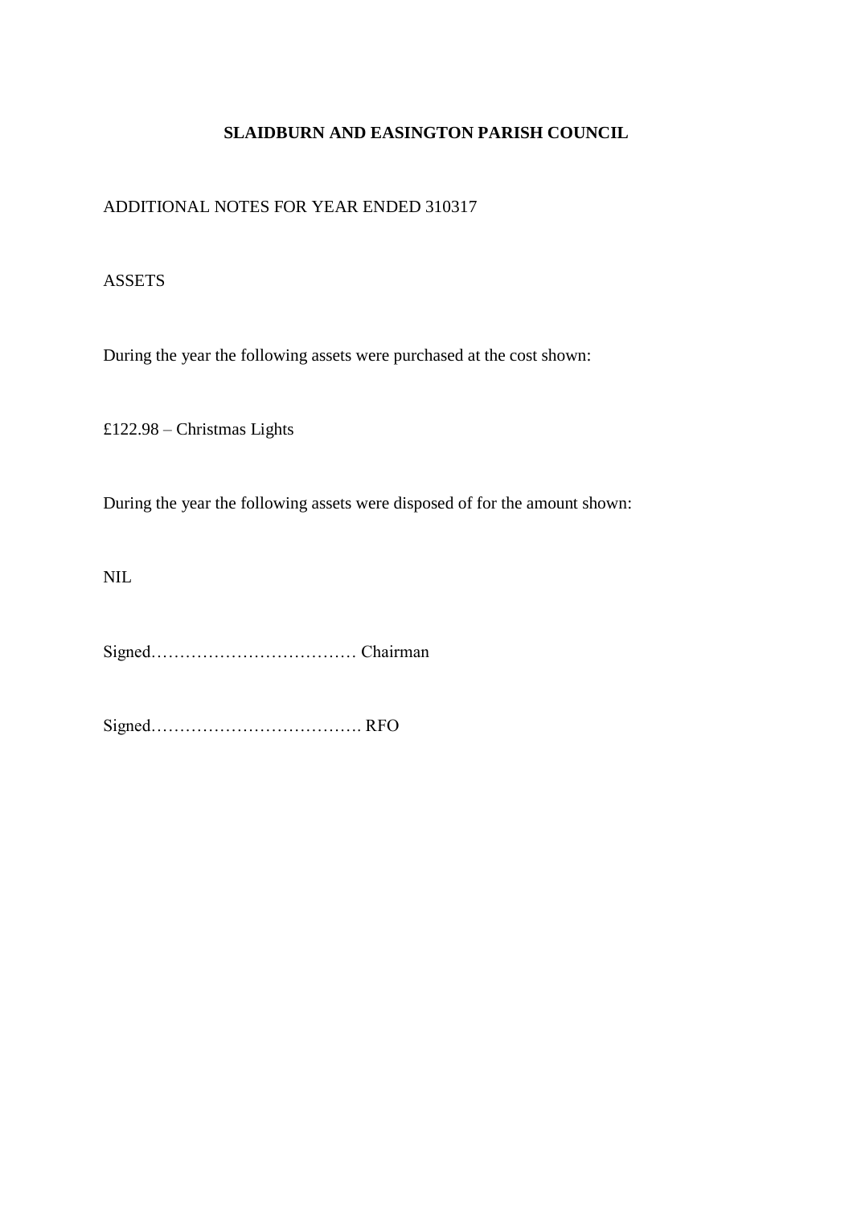**SLAIDBURN AND EASINGTON PARISH COUNCIL**

ADDITIONAL NOTES FOR YEAR ENDED 310317

ASSETS

During the year the following assets were purchased at the cost shown:

£122.98 – Christmas Lights

During the year the following assets were disposed of for the amount shown:

NIL

Signed……………………………… Chairman

Signed………………………………. RFO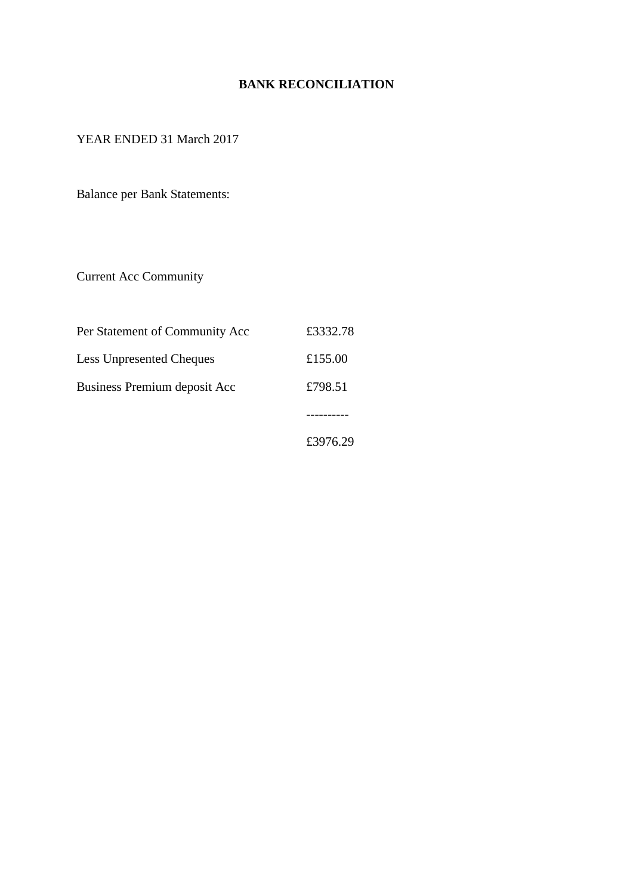**BANK RECONCILIATION**

YEAR ENDED 31 March 2017

Balance per Bank Statements:

Current Acc Community

| | |
|---|---|
| Per Statement of Community Acc | £3332.78 |
| Less Unpresented Cheques | £155.00 |
| Business Premium deposit Acc | £798.51 |
| | ---------- |
| | £3976.29 |